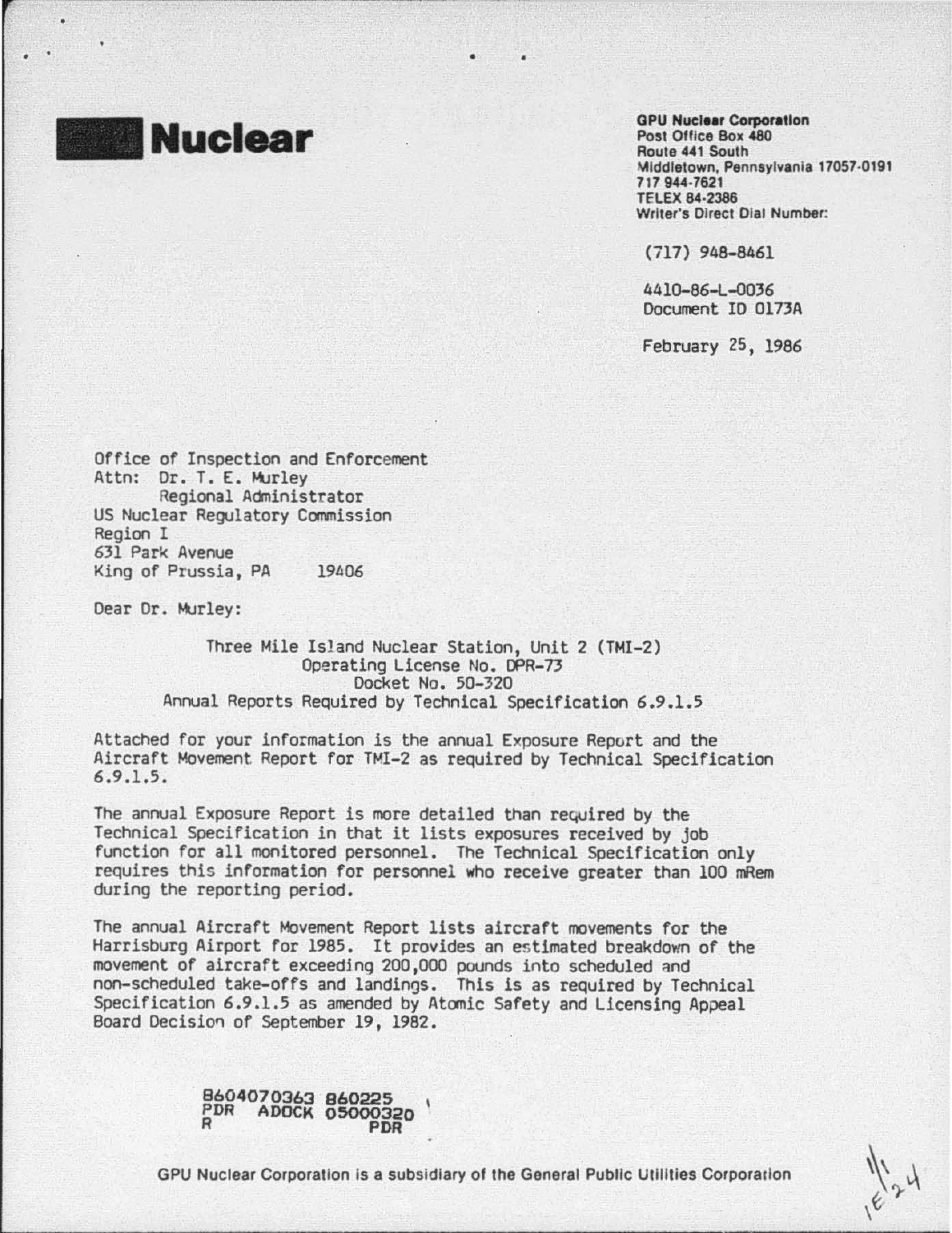# Nuclear

**GPU Nuclear Corporation**
Post Office Box 480
Route 441 South
Middletown, Pennsylvania 17057-0191
717 944-7621
TELEX 84-2386
Writer's Direct Dial Number:

(717) 948-8461

4410-86-L-0036
Document ID 0173A

February 25, 1986

Office of Inspection and Enforcement
Attn: Dr. T. E. Murley
Regional Administrator
US Nuclear Regulatory Commission
Region I
631 Park Avenue
King of Prussia, PA 19406

Dear Dr. Murley:

Three Mile Island Nuclear Station, Unit 2 (TMI-2)
Operating License No. DPR-73
Docket No. 50-320
Annual Reports Required by Technical Specification 6.9.1.5

Attached for your information is the annual Exposure Report and the Aircraft Movement Report for TMI-2 as required by Technical Specification 6.9.1.5.

The annual Exposure Report is more detailed than required by the Technical Specification in that it lists exposures received by job function for all monitored personnel. The Technical Specification only requires this information for personnel who receive greater than 100 mRem during the reporting period.

The annual Aircraft Movement Report lists aircraft movements for the Harrisburg Airport for 1985. It provides an estimated breakdown of the movement of aircraft exceeding 200,000 pounds into scheduled and non-scheduled take-offs and landings. This is as required by Technical Specification 6.9.1.5 as amended by Atomic Safety and Licensing Appeal Board Decision of September 19, 1982.

8604070363 860225
PDR ADOCK 05000320
R PDR

GPU Nuclear Corporation is a subsidiary of the General Public Utilities Corporation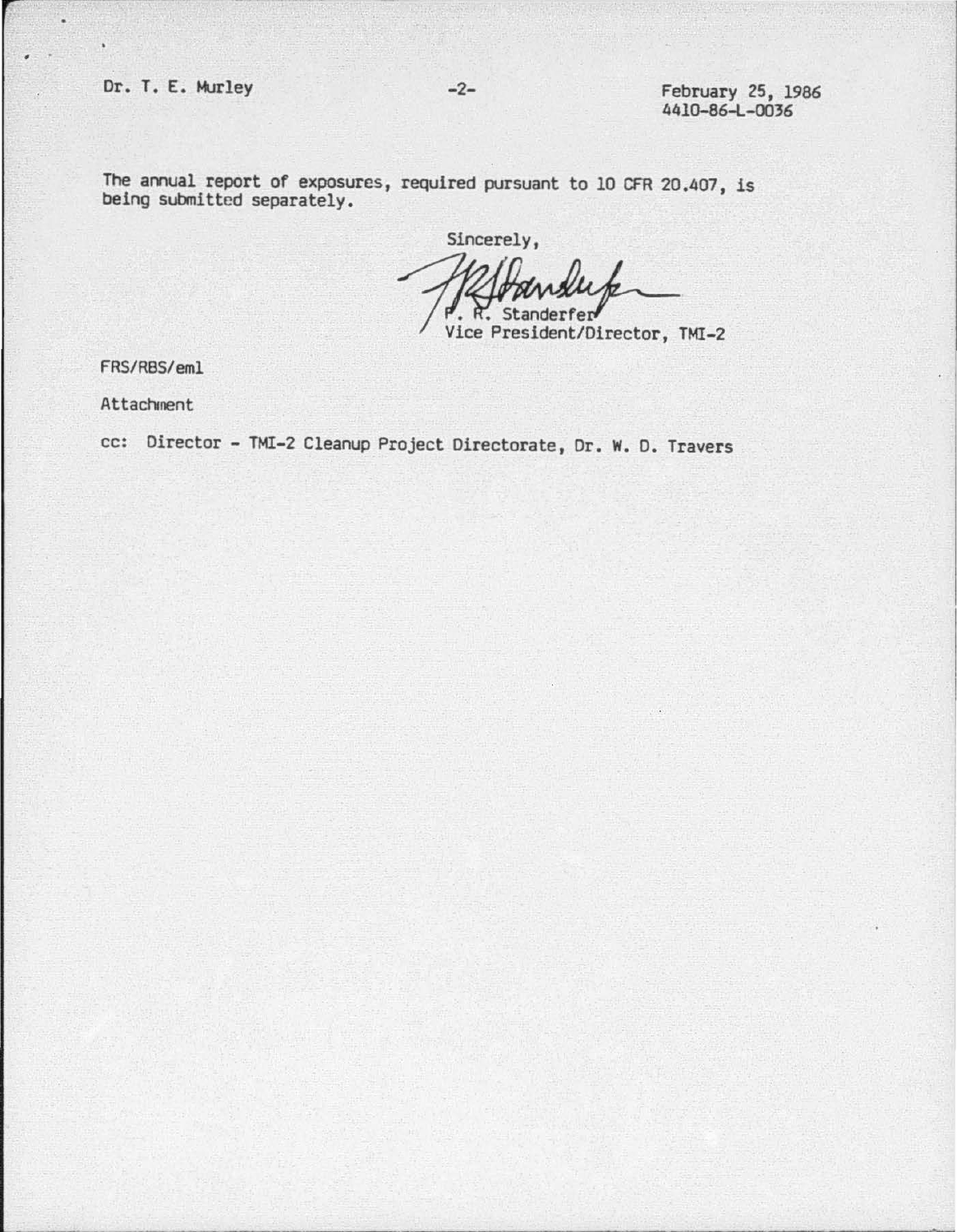The annual report of exposures, required pursuant to 10 CFR 20.407, is being submitted separately.

Sincerely,

F. R. Standerfer
Vice President/Director, TMI-2

FRS/RBS/eml

Attachment

cc: Director - TMI-2 Cleanup Project Directorate, Dr. W. D. Travers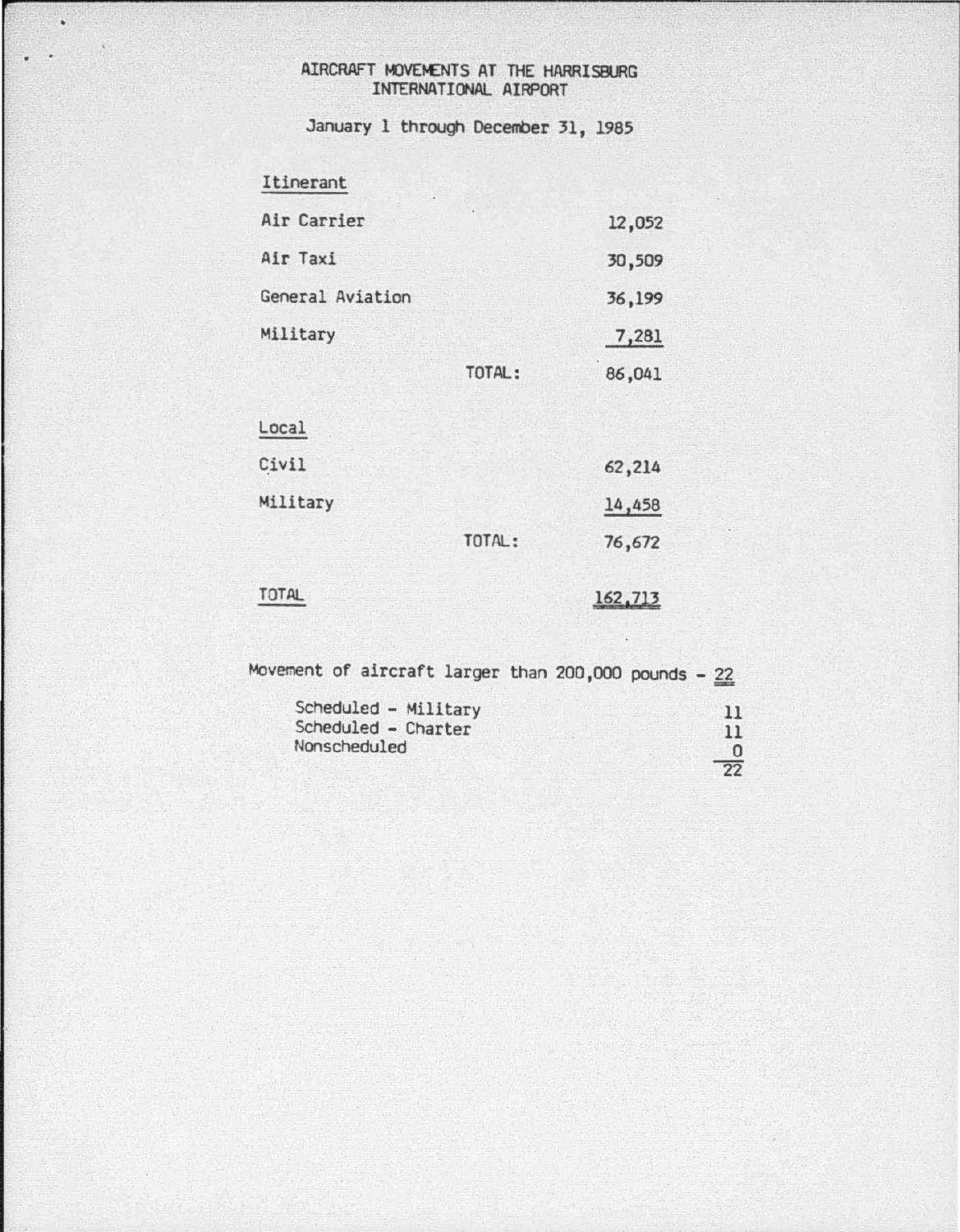# AIRCRAFT MOVEMENTS AT THE HARRISBURG INTERNATIONAL AIRPORT

January 1 through December 31, 1985

| | | |
|---|---|---|
| **Itinerant** | | |
| Air Carrier | | 12,052 |
| Air Taxi | | 30,509 |
| General Aviation | | 36,199 |
| Military | | 7,281 |
| | TOTAL: | 86,041 |
| **Local** | | |
| Civil | | 62,214 |
| Military | | 14,458 |
| | TOTAL: | 76,672 |
| **TOTAL** | | 162,713 |

Movement of aircraft larger than 200,000 pounds - 22

| | |
|---|---|
| Scheduled - Military | 11 |
| Scheduled - Charter | 11 |
| Nonscheduled | 0 |
| | 22 |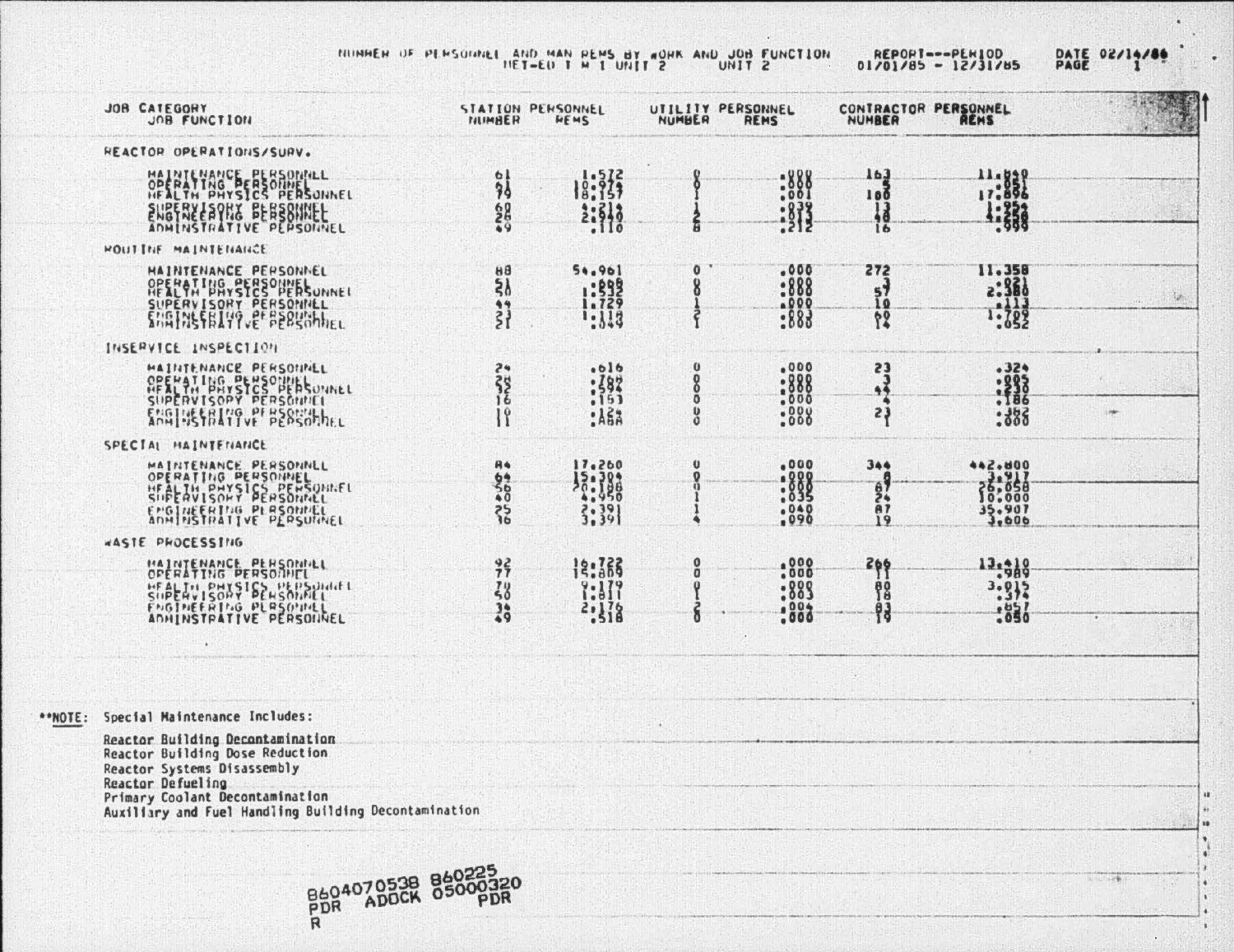NUMBER OF PERSONNEL AND MAN REMS BY WORK AND JOB FUNCTION
MET-ED T M I UNIT 2 — UNIT 2

REPORT---PERIOD 01/01/85 - 12/31/85

DATE 02/14/86

| JOB CATEGORY / JOB FUNCTION | STATION PERSONNEL NUMBER | STATION PERSONNEL REMS | UTILITY PERSONNEL NUMBER | UTILITY PERSONNEL REMS | CONTRACTOR PERSONNEL NUMBER | CONTRACTOR PERSONNEL REMS |
|---|---|---|---|---|---|---|
| **REACTOR OPERATIONS/SURV.** | | | | | | |
| MAINTENANCE PERSONNEL | 61 | 1.572 | 0 | .000 | 163 | 11.840 |
| OPERATING PERSONNEL | 91 | 10.974 | 0 | .000 | 5 | .051 |
| HEALTH PHYSICS PERSONNEL | 70 | 18.157 | 1 | .001 | 108 | 17.896 |
| SUPERVISORY PERSONNEL | 60 | 4.216 | 1 | .039 | 13 | 1.954 |
| ENGINEERING PERSONNEL | 28 | 2.640 | 1 | .013 | 40 | 4.224 |
| ADMINISTRATIVE PERSONNEL | 49 | .110 | 8 | .212 | 16 | .999 |
| **ROUTINE MAINTENANCE** | | | | | | |
| MAINTENANCE PERSONNEL | 88 | 54.961 | 0 | .000 | 272 | 11.358 |
| OPERATING PERSONNEL | 51 | .008 | 0 | .000 | 3 | .021 |
| HEALTH PHYSICS PERSONNEL | 50 | 1.532 | 0 | .000 | 57 | 2.380 |
| SUPERVISORY PERSONNEL | 44 | 1.729 | 1 | .000 | 10 | .113 |
| ENGINEERING PERSONNEL | 23 | 1.118 | 2 | .003 | 60 | 1.709 |
| ADMINISTRATIVE PERSONNEL | 21 | .049 | 1 | .000 | 14 | .052 |
| **INSERVICE INSPECTION** | | | | | | |
| MAINTENANCE PERSONNEL | 24 | .616 | 0 | .000 | 23 | .324 |
| OPERATING PERSONNEL | 28 | .760 | 0 | .000 | 3 | .005 |
| HEALTH PHYSICS PERSONNEL | 55 | .594 | 0 | .000 | 42 | .230 |
| SUPERVISORY PERSONNEL | 16 | .153 | 0 | .000 | 4 | .186 |
| ENGINEERING PERSONNEL | 10 | .124 | 0 | .000 | 23 | .362 |
| ADMINISTRATIVE PERSONNEL | 11 | .488 | 0 | .000 | 1 | .000 |
| **SPECIAL MAINTENANCE** | | | | | | |
| MAINTENANCE PERSONNEL | 84 | 17.260 | 0 | .000 | 344 | 442.800 |
| OPERATING PERSONNEL | 64 | 15.304 | 0 | .000 | 8 | 3.917 |
| HEALTH PHYSICS PERSONNEL | 56 | 20.188 | 0 | .000 | 67 | 26.058 |
| SUPERVISORY PERSONNEL | 40 | 4.950 | 1 | .035 | 24 | 10.000 |
| ENGINEERING PERSONNEL | 25 | 2.391 | 1 | .040 | 87 | 35.907 |
| ADMINISTRATIVE PERSONNEL | 36 | 3.391 | 4 | .090 | 19 | 3.606 |
| **WASTE PROCESSING** | | | | | | |
| MAINTENANCE PERSONNEL | 92 | 16.722 | 0 | .000 | 266 | 13.410 |
| OPERATING PERSONNEL | 77 | 15.889 | 0 | .000 | 11 | .989 |
| HEALTH PHYSICS PERSONNEL | 70 | 9.179 | 0 | .000 | 80 | 3.015 |
| SUPERVISORY PERSONNEL | 50 | 1.811 | 1 | .003 | 18 | .374 |
| ENGINEERING PERSONNEL | 34 | 2.176 | 2 | .004 | 83 | .857 |
| ADMINISTRATIVE PERSONNEL | 49 | .518 | 0 | .000 | 19 | .050 |

**NOTE: Special Maintenance Includes:

Reactor Building Decontamination
Reactor Building Dose Reduction
Reactor Systems Disassembly
Reactor Defueling
Primary Coolant Decontamination
Auxiliary and Fuel Handling Building Decontamination

8604070538 860225
PDR ADOCK 05000320
R PDR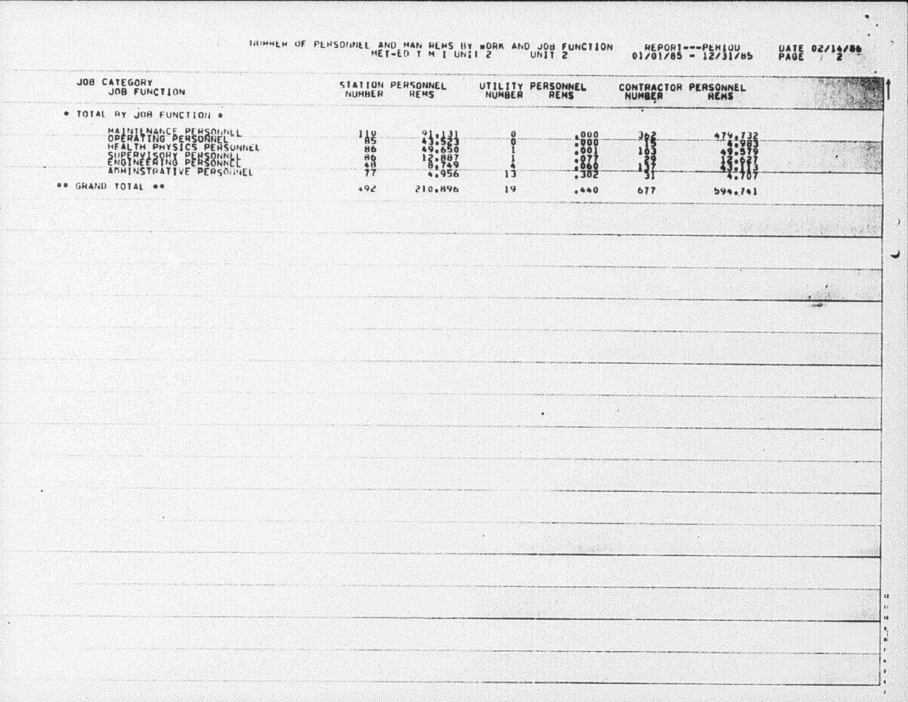NUMBER OF PERSONNEL AND MAN REMS BY WORK AND JOB FUNCTION
MET-ED T M I UNIT 2 UNIT 2

REPORT---PERIOD 01/01/85 - 12/31/85

DATE 02/14/86

| JOB CATEGORY / JOB FUNCTION | STATION PERSONNEL NUMBER | STATION PERSONNEL REMS | UTILITY PERSONNEL NUMBER | UTILITY PERSONNEL REMS | CONTRACTOR PERSONNEL NUMBER | CONTRACTOR PERSONNEL REMS |
|---|---|---|---|---|---|---|
| * TOTAL BY JOB FUNCTION * | | | | | | |
| MAINTENANCE PERSONNEL | 110 | 91.131 | 0 | .000 | 362 | 479.732 |
| OPERATING PERSONNEL | 85 | 43.523 | 0 | .000 | 15 | 4.985 |
| HEALTH PHYSICS PERSONNEL | 86 | 49.650 | 1 | .001 | 103 | 49.570 |
| SUPERVISORY PERSONNEL | 86 | 12.887 | 1 | .077 | 29 | 12.627 |
| ENGINEERING PERSONNEL | 48 | 8.749 | 4 | .060 | 137 | 43.113 |
| ADMINSTRATIVE PERSONNEL | 77 | 4.956 | 13 | .302 | 31 | 4.707 |
| ** GRAND TOTAL ** | 492 | 210.896 | 19 | .440 | 677 | 594.741 |